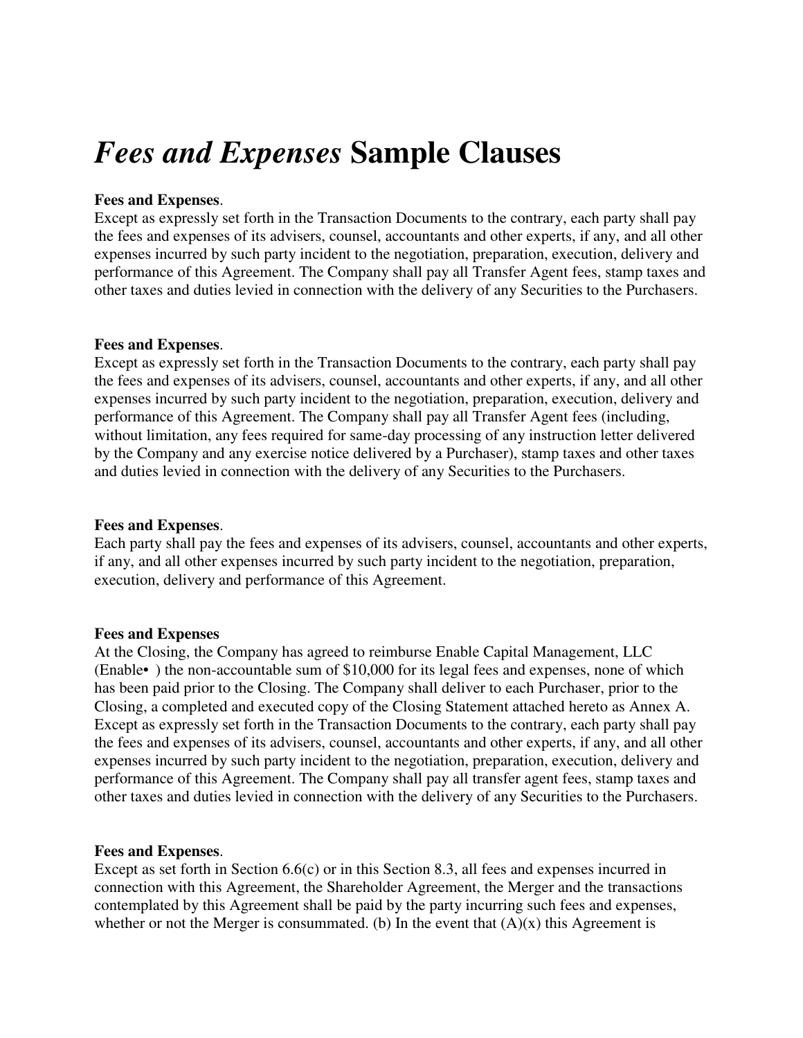# *Fees and Expenses* Sample Clauses

**Fees and Expenses**.
Except as expressly set forth in the Transaction Documents to the contrary, each party shall pay the fees and expenses of its advisers, counsel, accountants and other experts, if any, and all other expenses incurred by such party incident to the negotiation, preparation, execution, delivery and performance of this Agreement. The Company shall pay all Transfer Agent fees, stamp taxes and other taxes and duties levied in connection with the delivery of any Securities to the Purchasers.

**Fees and Expenses**.
Except as expressly set forth in the Transaction Documents to the contrary, each party shall pay the fees and expenses of its advisers, counsel, accountants and other experts, if any, and all other expenses incurred by such party incident to the negotiation, preparation, execution, delivery and performance of this Agreement. The Company shall pay all Transfer Agent fees (including, without limitation, any fees required for same-day processing of any instruction letter delivered by the Company and any exercise notice delivered by a Purchaser), stamp taxes and other taxes and duties levied in connection with the delivery of any Securities to the Purchasers.

**Fees and Expenses**.
Each party shall pay the fees and expenses of its advisers, counsel, accountants and other experts, if any, and all other expenses incurred by such party incident to the negotiation, preparation, execution, delivery and performance of this Agreement.

**Fees and Expenses**
At the Closing, the Company has agreed to reimburse Enable Capital Management, LLC (Enable• ) the non-accountable sum of $10,000 for its legal fees and expenses, none of which has been paid prior to the Closing. The Company shall deliver to each Purchaser, prior to the Closing, a completed and executed copy of the Closing Statement attached hereto as Annex A. Except as expressly set forth in the Transaction Documents to the contrary, each party shall pay the fees and expenses of its advisers, counsel, accountants and other experts, if any, and all other expenses incurred by such party incident to the negotiation, preparation, execution, delivery and performance of this Agreement. The Company shall pay all transfer agent fees, stamp taxes and other taxes and duties levied in connection with the delivery of any Securities to the Purchasers.

**Fees and Expenses**.
Except as set forth in Section 6.6(c) or in this Section 8.3, all fees and expenses incurred in connection with this Agreement, the Shareholder Agreement, the Merger and the transactions contemplated by this Agreement shall be paid by the party incurring such fees and expenses, whether or not the Merger is consummated. (b) In the event that (A)(x) this Agreement is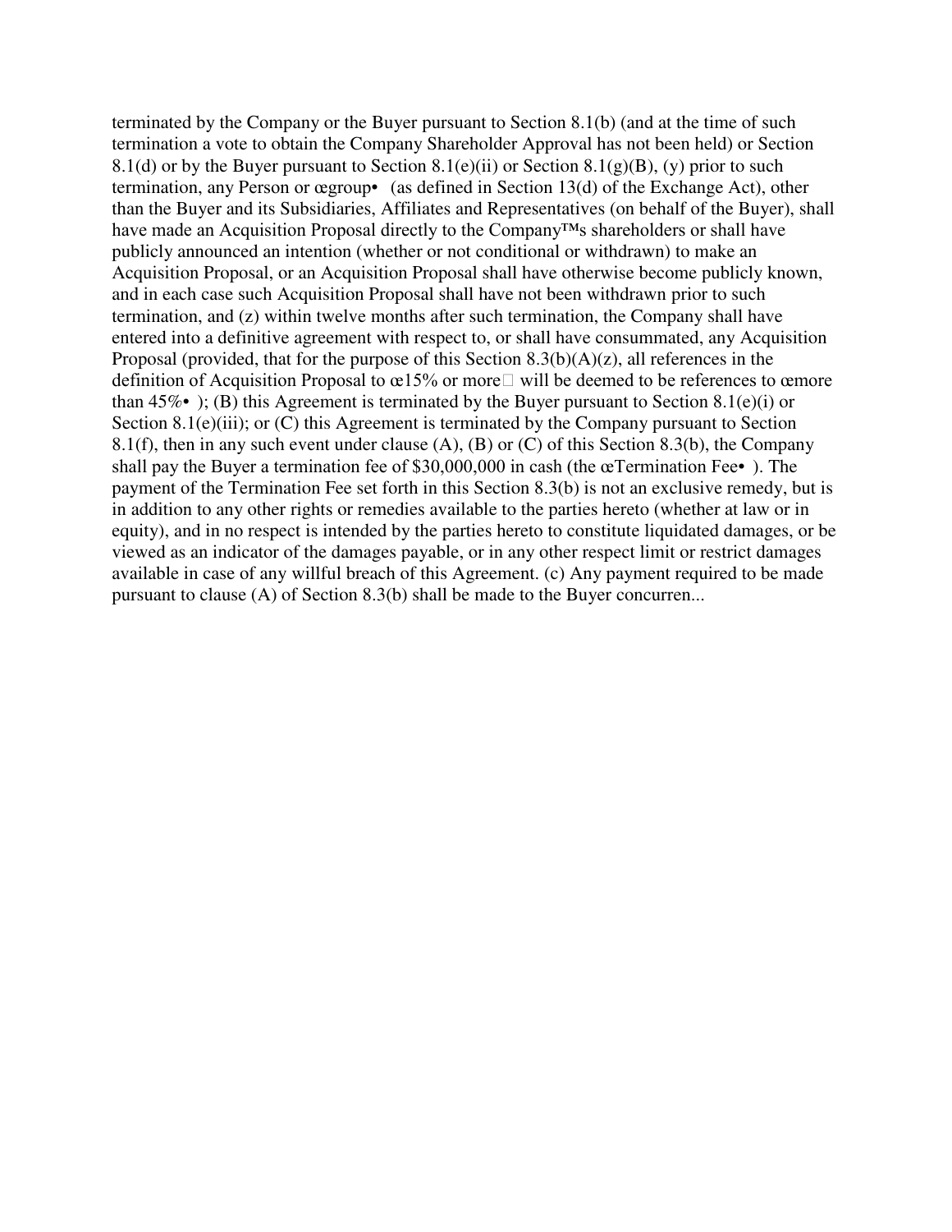terminated by the Company or the Buyer pursuant to Section 8.1(b) (and at the time of such termination a vote to obtain the Company Shareholder Approval has not been held) or Section 8.1(d) or by the Buyer pursuant to Section 8.1(e)(ii) or Section 8.1(g)(B), (y) prior to such termination, any Person or œgroup•  (as defined in Section 13(d) of the Exchange Act), other than the Buyer and its Subsidiaries, Affiliates and Representatives (on behalf of the Buyer), shall have made an Acquisition Proposal directly to the Company™s shareholders or shall have publicly announced an intention (whether or not conditional or withdrawn) to make an Acquisition Proposal, or an Acquisition Proposal shall have otherwise become publicly known, and in each case such Acquisition Proposal shall have not been withdrawn prior to such termination, and (z) within twelve months after such termination, the Company shall have entered into a definitive agreement with respect to, or shall have consummated, any Acquisition Proposal (provided, that for the purpose of this Section 8.3(b)(A)(z), all references in the definition of Acquisition Proposal to œ15% or more will be deemed to be references to œmore than 45%• ); (B) this Agreement is terminated by the Buyer pursuant to Section 8.1(e)(i) or Section 8.1(e)(iii); or (C) this Agreement is terminated by the Company pursuant to Section 8.1(f), then in any such event under clause (A), (B) or (C) of this Section 8.3(b), the Company shall pay the Buyer a termination fee of $30,000,000 in cash (the œTermination Fee• ). The payment of the Termination Fee set forth in this Section 8.3(b) is not an exclusive remedy, but is in addition to any other rights or remedies available to the parties hereto (whether at law or in equity), and in no respect is intended by the parties hereto to constitute liquidated damages, or be viewed as an indicator of the damages payable, or in any other respect limit or restrict damages available in case of any willful breach of this Agreement. (c) Any payment required to be made pursuant to clause (A) of Section 8.3(b) shall be made to the Buyer concurren...